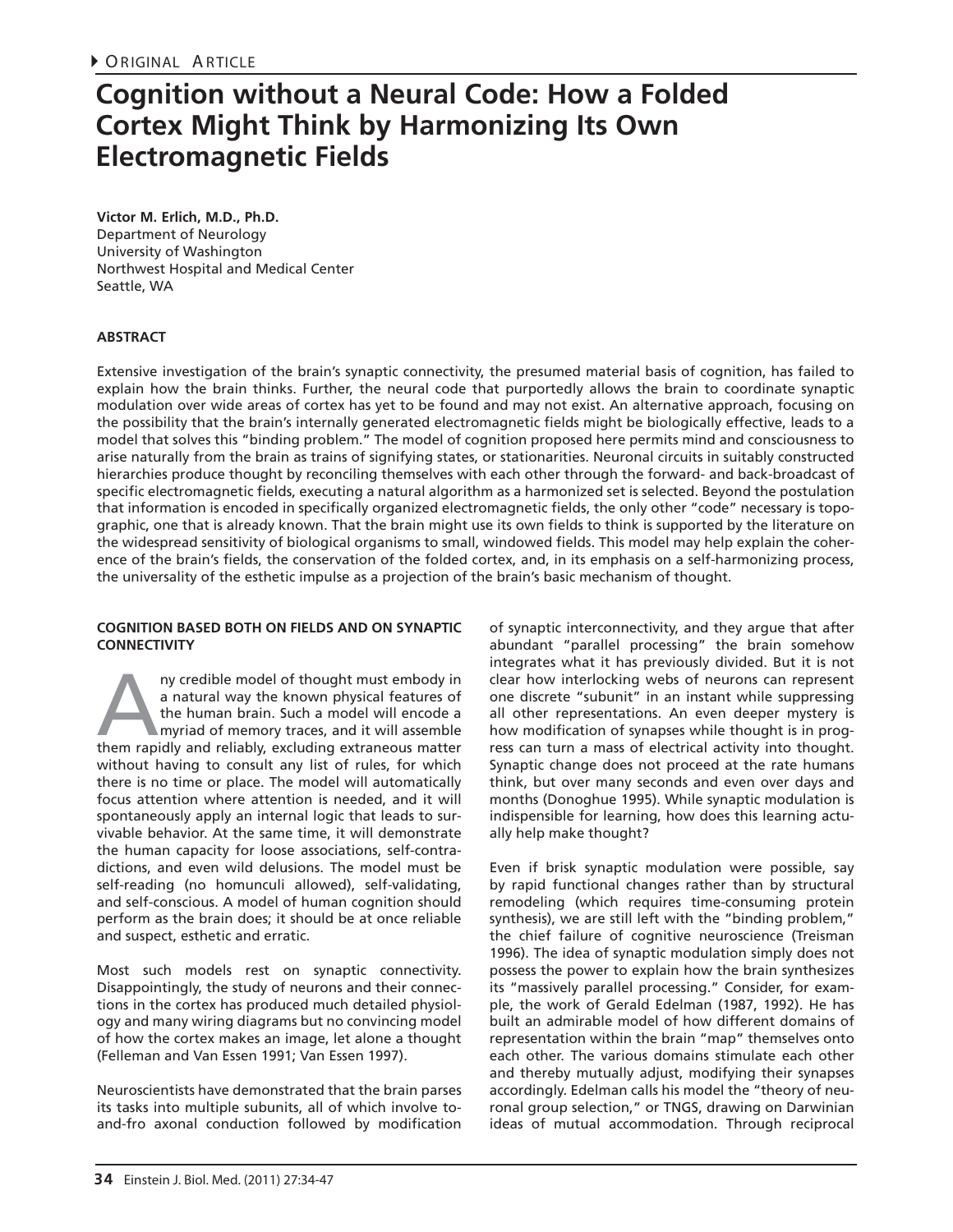ORIGINAL ARTICLE

# Cognition without a Neural Code: How a Folded Cortex Might Think by Harmonizing Its Own Electromagnetic Fields

**Victor M. Erlich, M.D., Ph.D.**
Department of Neurology
University of Washington
Northwest Hospital and Medical Center
Seattle, WA

## ABSTRACT

Extensive investigation of the brain's synaptic connectivity, the presumed material basis of cognition, has failed to explain how the brain thinks. Further, the neural code that purportedly allows the brain to coordinate synaptic modulation over wide areas of cortex has yet to be found and may not exist. An alternative approach, focusing on the possibility that the brain's internally generated electromagnetic fields might be biologically effective, leads to a model that solves this "binding problem." The model of cognition proposed here permits mind and consciousness to arise naturally from the brain as trains of signifying states, or stationarities. Neuronal circuits in suitably constructed hierarchies produce thought by reconciling themselves with each other through the forward- and back-broadcast of specific electromagnetic fields, executing a natural algorithm as a harmonized set is selected. Beyond the postulation that information is encoded in specifically organized electromagnetic fields, the only other "code" necessary is topographic, one that is already known. That the brain might use its own fields to think is supported by the literature on the widespread sensitivity of biological organisms to small, windowed fields. This model may help explain the coherence of the brain's fields, the conservation of the folded cortex, and, in its emphasis on a self-harmonizing process, the universality of the esthetic impulse as a projection of the brain's basic mechanism of thought.

## COGNITION BASED BOTH ON FIELDS AND ON SYNAPTIC CONNECTIVITY

Any credible model of thought must embody in a natural way the known physical features of the human brain. Such a model will encode a myriad of memory traces, and it will assemble them rapidly and reliably, excluding extraneous matter without having to consult any list of rules, for which there is no time or place. The model will automatically focus attention where attention is needed, and it will spontaneously apply an internal logic that leads to survivable behavior. At the same time, it will demonstrate the human capacity for loose associations, self-contradictions, and even wild delusions. The model must be self-reading (no homunculi allowed), self-validating, and self-conscious. A model of human cognition should perform as the brain does; it should be at once reliable and suspect, esthetic and erratic.

Most such models rest on synaptic connectivity. Disappointingly, the study of neurons and their connections in the cortex has produced much detailed physiology and many wiring diagrams but no convincing model of how the cortex makes an image, let alone a thought (Felleman and Van Essen 1991; Van Essen 1997).

Neuroscientists have demonstrated that the brain parses its tasks into multiple subunits, all of which involve to-and-fro axonal conduction followed by modification of synaptic interconnectivity, and they argue that after abundant "parallel processing" the brain somehow integrates what it has previously divided. But it is not clear how interlocking webs of neurons can represent one discrete "subunit" in an instant while suppressing all other representations. An even deeper mystery is how modification of synapses while thought is in progress can turn a mass of electrical activity into thought. Synaptic change does not proceed at the rate humans think, but over many seconds and even over days and months (Donoghue 1995). While synaptic modulation is indispensible for learning, how does this learning actually help make thought?

Even if brisk synaptic modulation were possible, say by rapid functional changes rather than by structural remodeling (which requires time-consuming protein synthesis), we are still left with the "binding problem," the chief failure of cognitive neuroscience (Treisman 1996). The idea of synaptic modulation simply does not possess the power to explain how the brain synthesizes its "massively parallel processing." Consider, for example, the work of Gerald Edelman (1987, 1992). He has built an admirable model of how different domains of representation within the brain "map" themselves onto each other. The various domains stimulate each other and thereby mutually adjust, modifying their synapses accordingly. Edelman calls his model the "theory of neuronal group selection," or TNGS, drawing on Darwinian ideas of mutual accommodation. Through reciprocal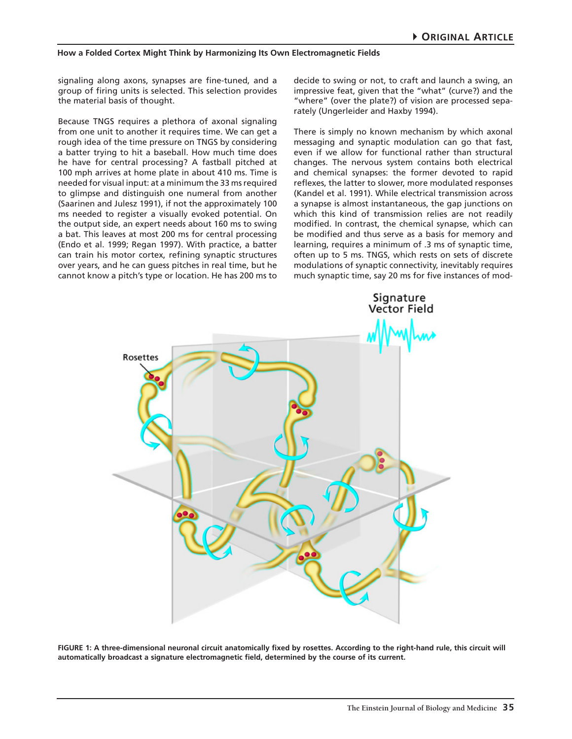signaling along axons, synapses are fine-tuned, and a group of firing units is selected. This selection provides the material basis of thought.

Because TNGS requires a plethora of axonal signaling from one unit to another it requires time. We can get a rough idea of the time pressure on TNGS by considering a batter trying to hit a baseball. How much time does he have for central processing? A fastball pitched at 100 mph arrives at home plate in about 410 ms. Time is needed for visual input: at a minimum the 33 ms required to glimpse and distinguish one numeral from another (Saarinen and Julesz 1991), if not the approximately 100 ms needed to register a visually evoked potential. On the output side, an expert needs about 160 ms to swing a bat. This leaves at most 200 ms for central processing (Endo et al. 1999; Regan 1997). With practice, a batter can train his motor cortex, refining synaptic structures over years, and he can guess pitches in real time, but he cannot know a pitch's type or location. He has 200 ms to decide to swing or not, to craft and launch a swing, an impressive feat, given that the "what" (curve?) and the "where" (over the plate?) of vision are processed separately (Ungerleider and Haxby 1994).

There is simply no known mechanism by which axonal messaging and synaptic modulation can go that fast, even if we allow for functional rather than structural changes. The nervous system contains both electrical and chemical synapses: the former devoted to rapid reflexes, the latter to slower, more modulated responses (Kandel et al. 1991). While electrical transmission across a synapse is almost instantaneous, the gap junctions on which this kind of transmission relies are not readily modified. In contrast, the chemical synapse, which can be modified and thus serve as a basis for memory and learning, requires a minimum of .3 ms of synaptic time, often up to 5 ms. TNGS, which rests on sets of discrete modulations of synaptic connectivity, inevitably requires much synaptic time, say 20 ms for five instances of mod-

**FIGURE 1: A three-dimensional neuronal circuit anatomically fixed by rosettes. According to the right-hand rule, this circuit will automatically broadcast a signature electromagnetic field, determined by the course of its current.**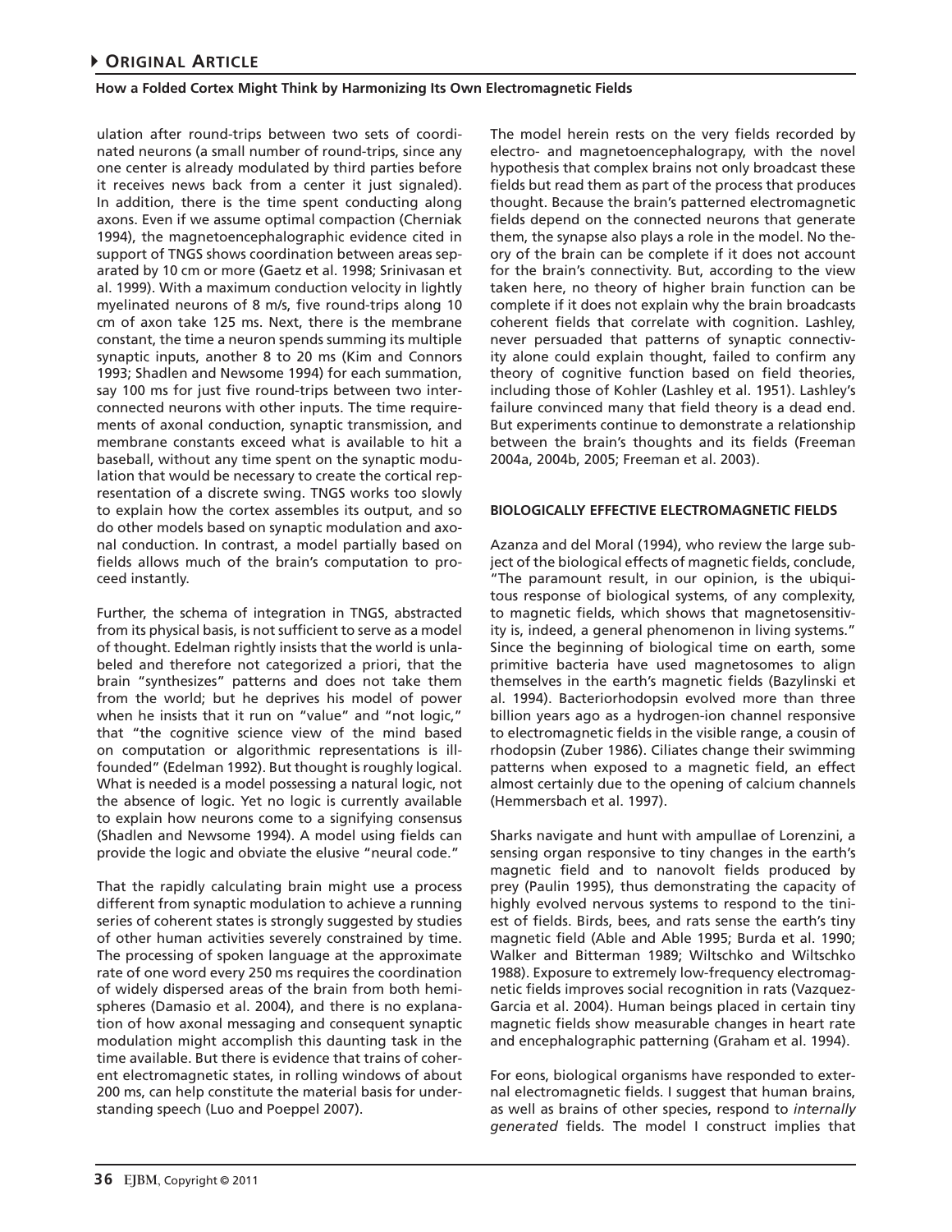ulation after round-trips between two sets of coordinated neurons (a small number of round-trips, since any one center is already modulated by third parties before it receives news back from a center it just signaled). In addition, there is the time spent conducting along axons. Even if we assume optimal compaction (Cherniak 1994), the magnetoencephalographic evidence cited in support of TNGS shows coordination between areas separated by 10 cm or more (Gaetz et al. 1998; Srinivasan et al. 1999). With a maximum conduction velocity in lightly myelinated neurons of 8 m/s, five round-trips along 10 cm of axon take 125 ms. Next, there is the membrane constant, the time a neuron spends summing its multiple synaptic inputs, another 8 to 20 ms (Kim and Connors 1993; Shadlen and Newsome 1994) for each summation, say 100 ms for just five round-trips between two interconnected neurons with other inputs. The time requirements of axonal conduction, synaptic transmission, and membrane constants exceed what is available to hit a baseball, without any time spent on the synaptic modulation that would be necessary to create the cortical representation of a discrete swing. TNGS works too slowly to explain how the cortex assembles its output, and so do other models based on synaptic modulation and axonal conduction. In contrast, a model partially based on fields allows much of the brain's computation to proceed instantly.

Further, the schema of integration in TNGS, abstracted from its physical basis, is not sufficient to serve as a model of thought. Edelman rightly insists that the world is unlabeled and therefore not categorized a priori, that the brain "synthesizes" patterns and does not take them from the world; but he deprives his model of power when he insists that it run on "value" and "not logic," that "the cognitive science view of the mind based on computation or algorithmic representations is ill-founded" (Edelman 1992). But thought is roughly logical. What is needed is a model possessing a natural logic, not the absence of logic. Yet no logic is currently available to explain how neurons come to a signifying consensus (Shadlen and Newsome 1994). A model using fields can provide the logic and obviate the elusive "neural code."

That the rapidly calculating brain might use a process different from synaptic modulation to achieve a running series of coherent states is strongly suggested by studies of other human activities severely constrained by time. The processing of spoken language at the approximate rate of one word every 250 ms requires the coordination of widely dispersed areas of the brain from both hemispheres (Damasio et al. 2004), and there is no explanation of how axonal messaging and consequent synaptic modulation might accomplish this daunting task in the time available. But there is evidence that trains of coherent electromagnetic states, in rolling windows of about 200 ms, can help constitute the material basis for understanding speech (Luo and Poeppel 2007).

The model herein rests on the very fields recorded by electro- and magnetoencephalograpy, with the novel hypothesis that complex brains not only broadcast these fields but read them as part of the process that produces thought. Because the brain's patterned electromagnetic fields depend on the connected neurons that generate them, the synapse also plays a role in the model. No theory of the brain can be complete if it does not account for the brain's connectivity. But, according to the view taken here, no theory of higher brain function can be complete if it does not explain why the brain broadcasts coherent fields that correlate with cognition. Lashley, never persuaded that patterns of synaptic connectivity alone could explain thought, failed to confirm any theory of cognitive function based on field theories, including those of Kohler (Lashley et al. 1951). Lashley's failure convinced many that field theory is a dead end. But experiments continue to demonstrate a relationship between the brain's thoughts and its fields (Freeman 2004a, 2004b, 2005; Freeman et al. 2003).

## BIOLOGICALLY EFFECTIVE ELECTROMAGNETIC FIELDS

Azanza and del Moral (1994), who review the large subject of the biological effects of magnetic fields, conclude, "The paramount result, in our opinion, is the ubiquitous response of biological systems, of any complexity, to magnetic fields, which shows that magnetosensitivity is, indeed, a general phenomenon in living systems." Since the beginning of biological time on earth, some primitive bacteria have used magnetosomes to align themselves in the earth's magnetic fields (Bazylinski et al. 1994). Bacteriorhodopsin evolved more than three billion years ago as a hydrogen-ion channel responsive to electromagnetic fields in the visible range, a cousin of rhodopsin (Zuber 1986). Ciliates change their swimming patterns when exposed to a magnetic field, an effect almost certainly due to the opening of calcium channels (Hemmersbach et al. 1997).

Sharks navigate and hunt with ampullae of Lorenzini, a sensing organ responsive to tiny changes in the earth's magnetic field and to nanovolt fields produced by prey (Paulin 1995), thus demonstrating the capacity of highly evolved nervous systems to respond to the tiniest of fields. Birds, bees, and rats sense the earth's tiny magnetic field (Able and Able 1995; Burda et al. 1990; Walker and Bitterman 1989; Wiltschko and Wiltschko 1988). Exposure to extremely low-frequency electromagnetic fields improves social recognition in rats (Vazquez-Garcia et al. 2004). Human beings placed in certain tiny magnetic fields show measurable changes in heart rate and encephalographic patterning (Graham et al. 1994).

For eons, biological organisms have responded to external electromagnetic fields. I suggest that human brains, as well as brains of other species, respond to *internally generated* fields. The model I construct implies that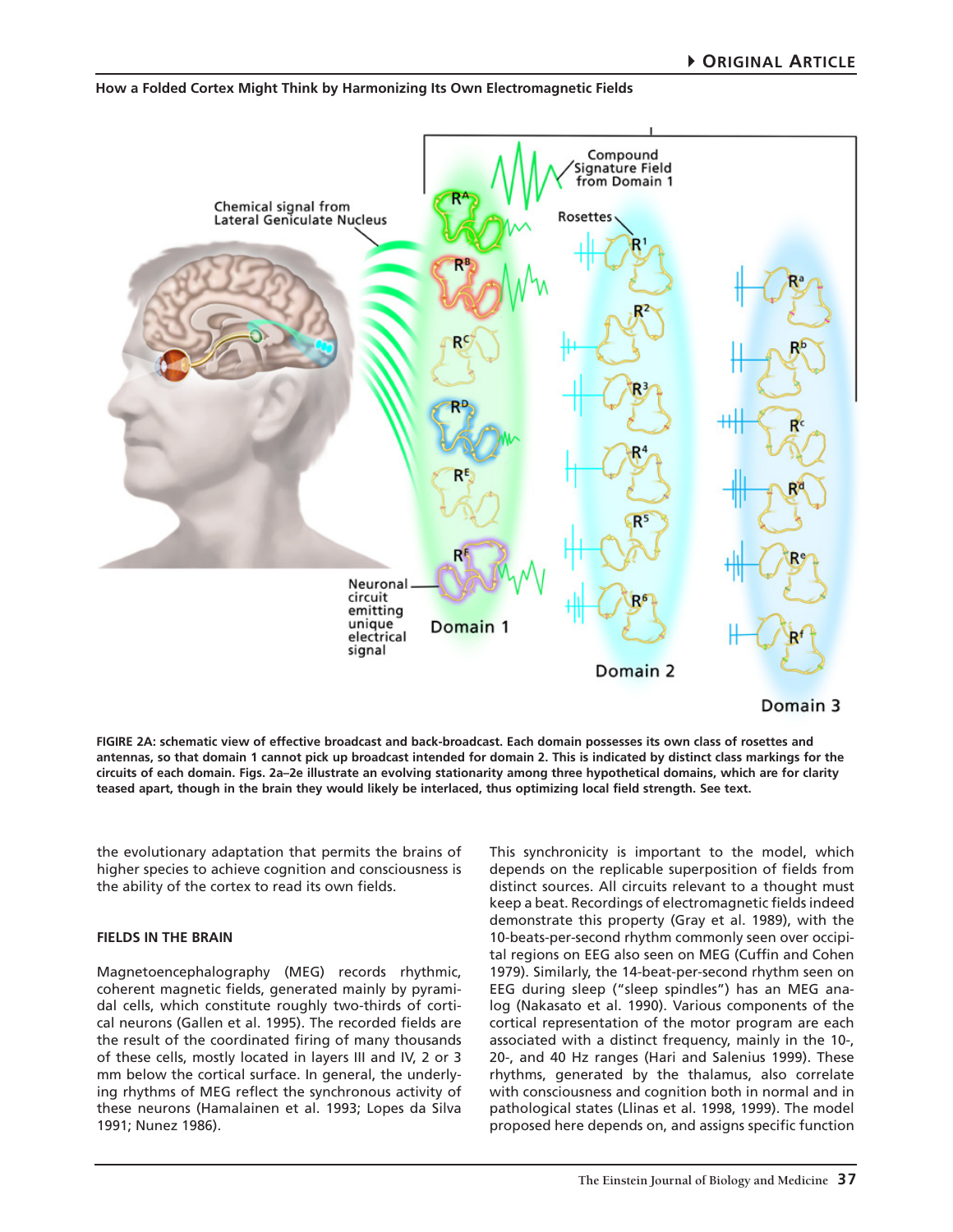FIGIRE 2A: schematic view of effective broadcast and back-broadcast. Each domain possesses its own class of rosettes and antennas, so that domain 1 cannot pick up broadcast intended for domain 2. This is indicated by distinct class markings for the circuits of each domain. Figs. 2a–2e illustrate an evolving stationarity among three hypothetical domains, which are for clarity teased apart, though in the brain they would likely be interlaced, thus optimizing local field strength. See text.

the evolutionary adaptation that permits the brains of higher species to achieve cognition and consciousness is the ability of the cortex to read its own fields.

## FIELDS IN THE BRAIN

Magnetoencephalography (MEG) records rhythmic, coherent magnetic fields, generated mainly by pyramidal cells, which constitute roughly two-thirds of cortical neurons (Gallen et al. 1995). The recorded fields are the result of the coordinated firing of many thousands of these cells, mostly located in layers III and IV, 2 or 3 mm below the cortical surface. In general, the underlying rhythms of MEG reflect the synchronous activity of these neurons (Hamalainen et al. 1993; Lopes da Silva 1991; Nunez 1986).

This synchronicity is important to the model, which depends on the replicable superposition of fields from distinct sources. All circuits relevant to a thought must keep a beat. Recordings of electromagnetic fields indeed demonstrate this property (Gray et al. 1989), with the 10-beats-per-second rhythm commonly seen over occipital regions on EEG also seen on MEG (Cuffin and Cohen 1979). Similarly, the 14-beat-per-second rhythm seen on EEG during sleep ("sleep spindles") has an MEG analog (Nakasato et al. 1990). Various components of the cortical representation of the motor program are each associated with a distinct frequency, mainly in the 10-, 20-, and 40 Hz ranges (Hari and Salenius 1999). These rhythms, generated by the thalamus, also correlate with consciousness and cognition both in normal and in pathological states (Llinas et al. 1998, 1999). The model proposed here depends on, and assigns specific function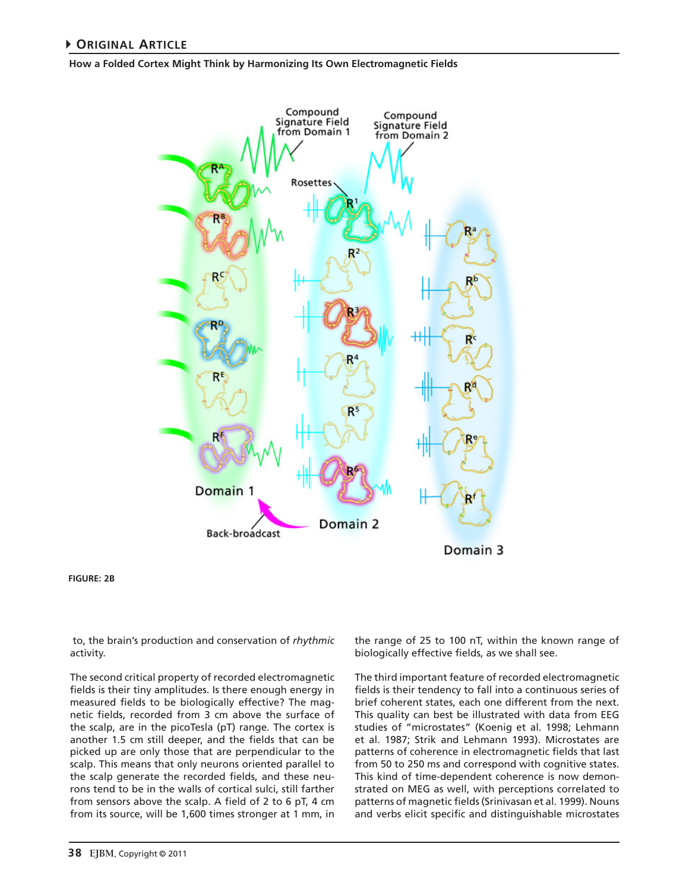FIGURE: 2B

to, the brain's production and conservation of *rhythmic* activity.

The second critical property of recorded electromagnetic fields is their tiny amplitudes. Is there enough energy in measured fields to be biologically effective? The magnetic fields, recorded from 3 cm above the surface of the scalp, are in the picoTesla (pT) range. The cortex is another 1.5 cm still deeper, and the fields that can be picked up are only those that are perpendicular to the scalp. This means that only neurons oriented parallel to the scalp generate the recorded fields, and these neurons tend to be in the walls of cortical sulci, still farther from sensors above the scalp. A field of 2 to 6 pT, 4 cm from its source, will be 1,600 times stronger at 1 mm, in the range of 25 to 100 nT, within the known range of biologically effective fields, as we shall see.

The third important feature of recorded electromagnetic fields is their tendency to fall into a continuous series of brief coherent states, each one different from the next. This quality can best be illustrated with data from EEG studies of "microstates" (Koenig et al. 1998; Lehmann et al. 1987; Strik and Lehmann 1993). Microstates are patterns of coherence in electromagnetic fields that last from 50 to 250 ms and correspond with cognitive states. This kind of time-dependent coherence is now demonstrated on MEG as well, with perceptions correlated to patterns of magnetic fields (Srinivasan et al. 1999). Nouns and verbs elicit specific and distinguishable microstates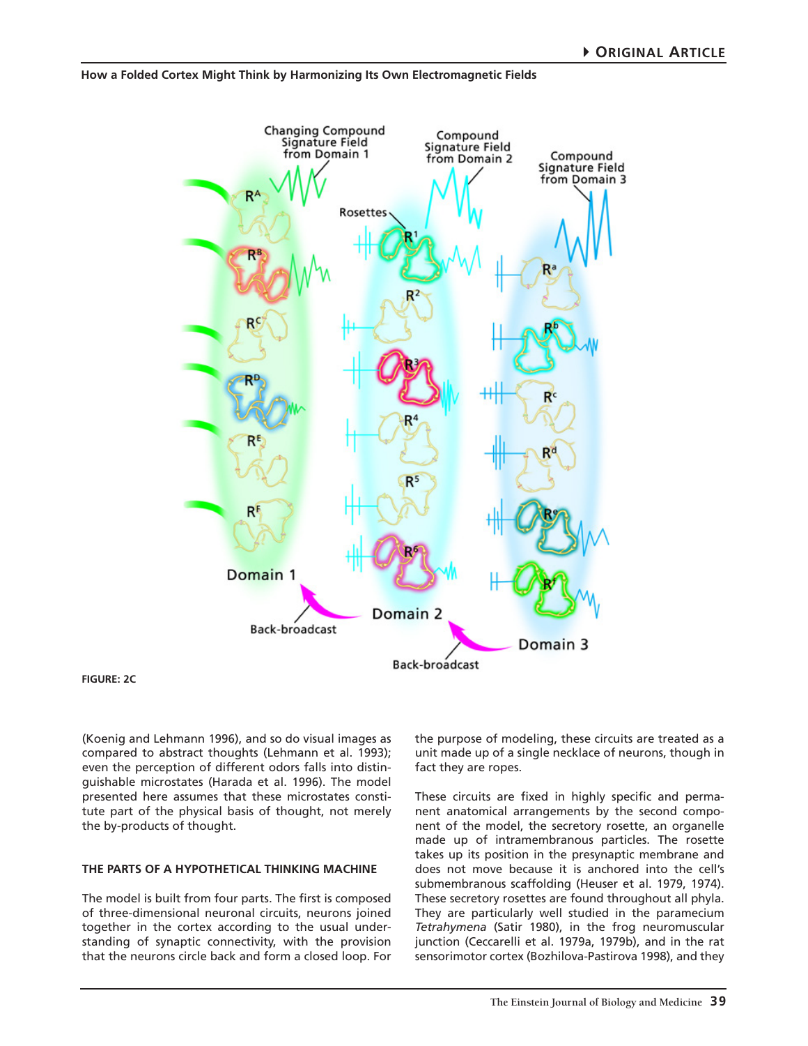FIGURE: 2C

(Koenig and Lehmann 1996), and so do visual images as compared to abstract thoughts (Lehmann et al. 1993); even the perception of different odors falls into distinguishable microstates (Harada et al. 1996). The model presented here assumes that these microstates constitute part of the physical basis of thought, not merely the by-products of thought.

## THE PARTS OF A HYPOTHETICAL THINKING MACHINE

The model is built from four parts. The first is composed of three-dimensional neuronal circuits, neurons joined together in the cortex according to the usual understanding of synaptic connectivity, with the provision that the neurons circle back and form a closed loop. For the purpose of modeling, these circuits are treated as a unit made up of a single necklace of neurons, though in fact they are ropes.

These circuits are fixed in highly specific and permanent anatomical arrangements by the second component of the model, the secretory rosette, an organelle made up of intramembranous particles. The rosette takes up its position in the presynaptic membrane and does not move because it is anchored into the cell's submembranous scaffolding (Heuser et al. 1979, 1974). These secretory rosettes are found throughout all phyla. They are particularly well studied in the paramecium *Tetrahymena* (Satir 1980), in the frog neuromuscular junction (Ceccarelli et al. 1979a, 1979b), and in the rat sensorimotor cortex (Bozhilova-Pastirova 1998), and they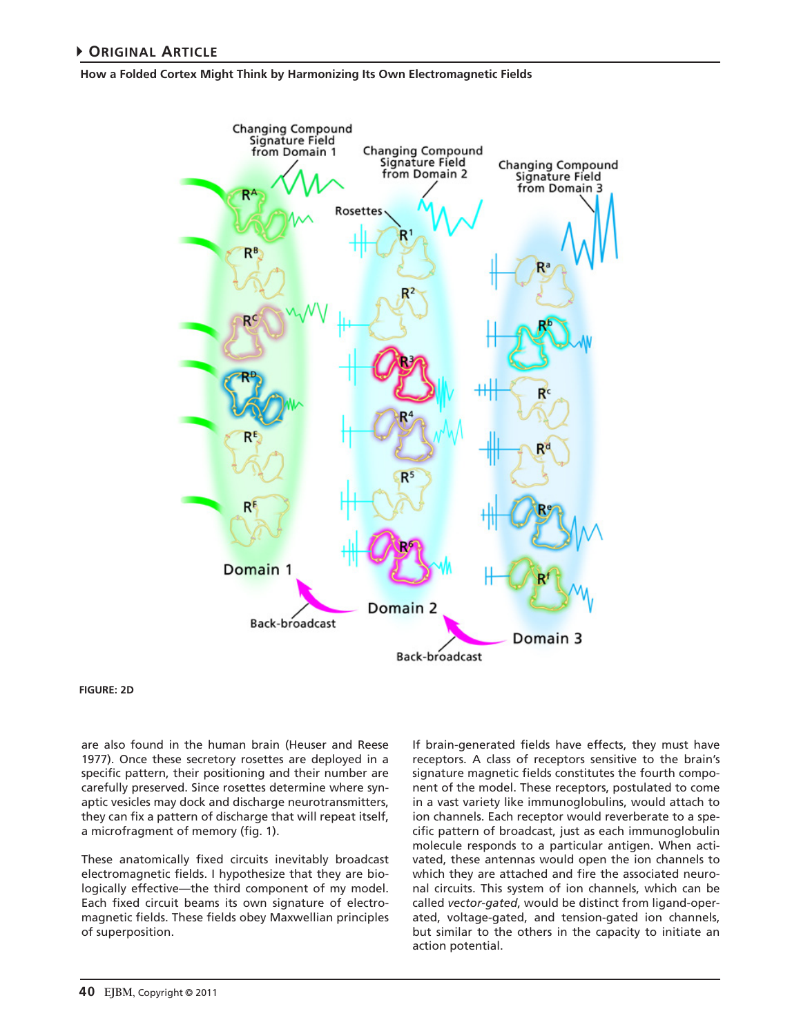FIGURE: 2D

are also found in the human brain (Heuser and Reese 1977). Once these secretory rosettes are deployed in a specific pattern, their positioning and their number are carefully preserved. Since rosettes determine where synaptic vesicles may dock and discharge neurotransmitters, they can fix a pattern of discharge that will repeat itself, a microfragment of memory (fig. 1).

These anatomically fixed circuits inevitably broadcast electromagnetic fields. I hypothesize that they are biologically effective—the third component of my model. Each fixed circuit beams its own signature of electromagnetic fields. These fields obey Maxwellian principles of superposition.

If brain-generated fields have effects, they must have receptors. A class of receptors sensitive to the brain's signature magnetic fields constitutes the fourth component of the model. These receptors, postulated to come in a vast variety like immunoglobulins, would attach to ion channels. Each receptor would reverberate to a specific pattern of broadcast, just as each immunoglobulin molecule responds to a particular antigen. When activated, these antennas would open the ion channels to which they are attached and fire the associated neuronal circuits. This system of ion channels, which can be called *vector-gated*, would be distinct from ligand-operated, voltage-gated, and tension-gated ion channels, but similar to the others in the capacity to initiate an action potential.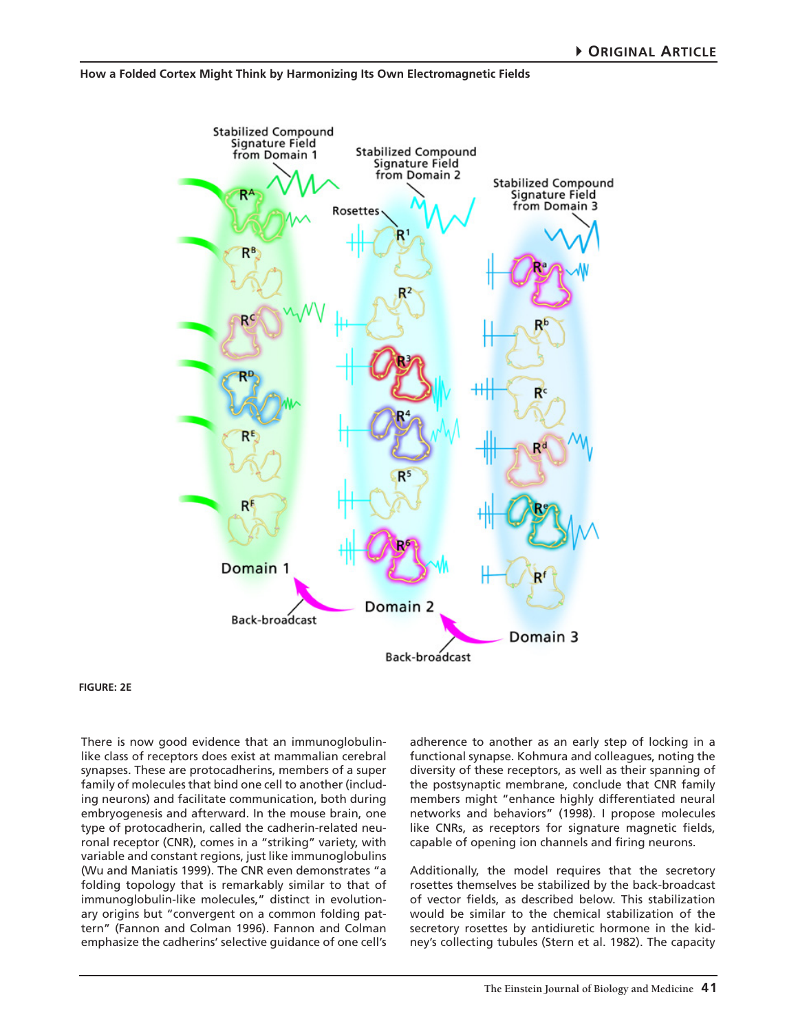FIGURE: 2E

There is now good evidence that an immunoglobulin-like class of receptors does exist at mammalian cerebral synapses. These are protocadherins, members of a super family of molecules that bind one cell to another (including neurons) and facilitate communication, both during embryogenesis and afterward. In the mouse brain, one type of protocadherin, called the cadherin-related neuronal receptor (CNR), comes in a "striking" variety, with variable and constant regions, just like immunoglobulins (Wu and Maniatis 1999). The CNR even demonstrates "a folding topology that is remarkably similar to that of immunoglobulin-like molecules," distinct in evolutionary origins but "convergent on a common folding pattern" (Fannon and Colman 1996). Fannon and Colman emphasize the cadherins' selective guidance of one cell's adherence to another as an early step of locking in a functional synapse. Kohmura and colleagues, noting the diversity of these receptors, as well as their spanning of the postsynaptic membrane, conclude that CNR family members might "enhance highly differentiated neural networks and behaviors" (1998). I propose molecules like CNRs, as receptors for signature magnetic fields, capable of opening ion channels and firing neurons.

Additionally, the model requires that the secretory rosettes themselves be stabilized by the back-broadcast of vector fields, as described below. This stabilization would be similar to the chemical stabilization of the secretory rosettes by antidiuretic hormone in the kidney's collecting tubules (Stern et al. 1982). The capacity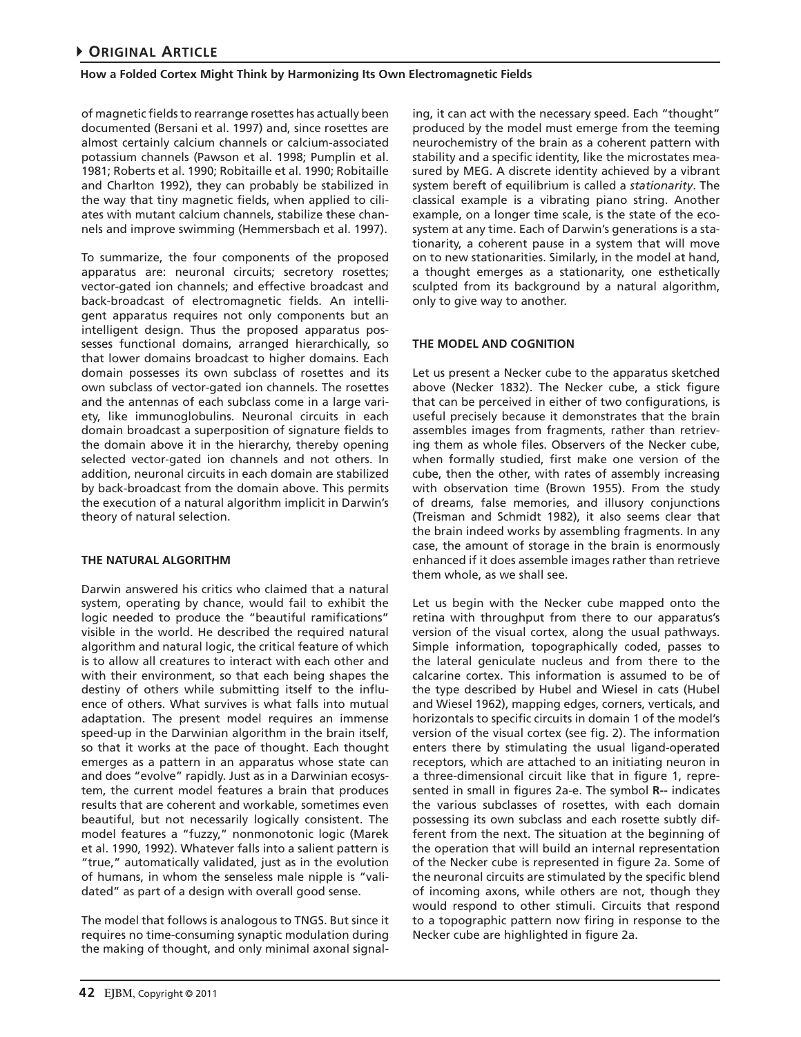of magnetic fields to rearrange rosettes has actually been documented (Bersani et al. 1997) and, since rosettes are almost certainly calcium channels or calcium-associated potassium channels (Pawson et al. 1998; Pumplin et al. 1981; Roberts et al. 1990; Robitaille et al. 1990; Robitaille and Charlton 1992), they can probably be stabilized in the way that tiny magnetic fields, when applied to ciliates with mutant calcium channels, stabilize these channels and improve swimming (Hemmersbach et al. 1997).

To summarize, the four components of the proposed apparatus are: neuronal circuits; secretory rosettes; vector-gated ion channels; and effective broadcast and back-broadcast of electromagnetic fields. An intelligent apparatus requires not only components but an intelligent design. Thus the proposed apparatus possesses functional domains, arranged hierarchically, so that lower domains broadcast to higher domains. Each domain possesses its own subclass of rosettes and its own subclass of vector-gated ion channels. The rosettes and the antennas of each subclass come in a large variety, like immunoglobulins. Neuronal circuits in each domain broadcast a superposition of signature fields to the domain above it in the hierarchy, thereby opening selected vector-gated ion channels and not others. In addition, neuronal circuits in each domain are stabilized by back-broadcast from the domain above. This permits the execution of a natural algorithm implicit in Darwin's theory of natural selection.

### THE NATURAL ALGORITHM

Darwin answered his critics who claimed that a natural system, operating by chance, would fail to exhibit the logic needed to produce the "beautiful ramifications" visible in the world. He described the required natural algorithm and natural logic, the critical feature of which is to allow all creatures to interact with each other and with their environment, so that each being shapes the destiny of others while submitting itself to the influence of others. What survives is what falls into mutual adaptation. The present model requires an immense speed-up in the Darwinian algorithm in the brain itself, so that it works at the pace of thought. Each thought emerges as a pattern in an apparatus whose state can and does "evolve" rapidly. Just as in a Darwinian ecosystem, the current model features a brain that produces results that are coherent and workable, sometimes even beautiful, but not necessarily logically consistent. The model features a "fuzzy," nonmonotonic logic (Marek et al. 1990, 1992). Whatever falls into a salient pattern is "true," automatically validated, just as in the evolution of humans, in whom the senseless male nipple is "validated" as part of a design with overall good sense.

The model that follows is analogous to TNGS. But since it requires no time-consuming synaptic modulation during the making of thought, and only minimal axonal signaling, it can act with the necessary speed. Each "thought" produced by the model must emerge from the teeming neurochemistry of the brain as a coherent pattern with stability and a specific identity, like the microstates measured by MEG. A discrete identity achieved by a vibrant system bereft of equilibrium is called a *stationarity*. The classical example is a vibrating piano string. Another example, on a longer time scale, is the state of the ecosystem at any time. Each of Darwin's generations is a stationarity, a coherent pause in a system that will move on to new stationarities. Similarly, in the model at hand, a thought emerges as a stationarity, one esthetically sculpted from its background by a natural algorithm, only to give way to another.

### THE MODEL AND COGNITION

Let us present a Necker cube to the apparatus sketched above (Necker 1832). The Necker cube, a stick figure that can be perceived in either of two configurations, is useful precisely because it demonstrates that the brain assembles images from fragments, rather than retrieving them as whole files. Observers of the Necker cube, when formally studied, first make one version of the cube, then the other, with rates of assembly increasing with observation time (Brown 1955). From the study of dreams, false memories, and illusory conjunctions (Treisman and Schmidt 1982), it also seems clear that the brain indeed works by assembling fragments. In any case, the amount of storage in the brain is enormously enhanced if it does assemble images rather than retrieve them whole, as we shall see.

Let us begin with the Necker cube mapped onto the retina with throughput from there to our apparatus's version of the visual cortex, along the usual pathways. Simple information, topographically coded, passes to the lateral geniculate nucleus and from there to the calcarine cortex. This information is assumed to be of the type described by Hubel and Wiesel in cats (Hubel and Wiesel 1962), mapping edges, corners, verticals, and horizontals to specific circuits in domain 1 of the model's version of the visual cortex (see fig. 2). The information enters there by stimulating the usual ligand-operated receptors, which are attached to an initiating neuron in a three-dimensional circuit like that in figure 1, represented in small in figures 2a-e. The symbol **R--** indicates the various subclasses of rosettes, with each domain possessing its own subclass and each rosette subtly different from the next. The situation at the beginning of the operation that will build an internal representation of the Necker cube is represented in figure 2a. Some of the neuronal circuits are stimulated by the specific blend of incoming axons, while others are not, though they would respond to other stimuli. Circuits that respond to a topographic pattern now firing in response to the Necker cube are highlighted in figure 2a.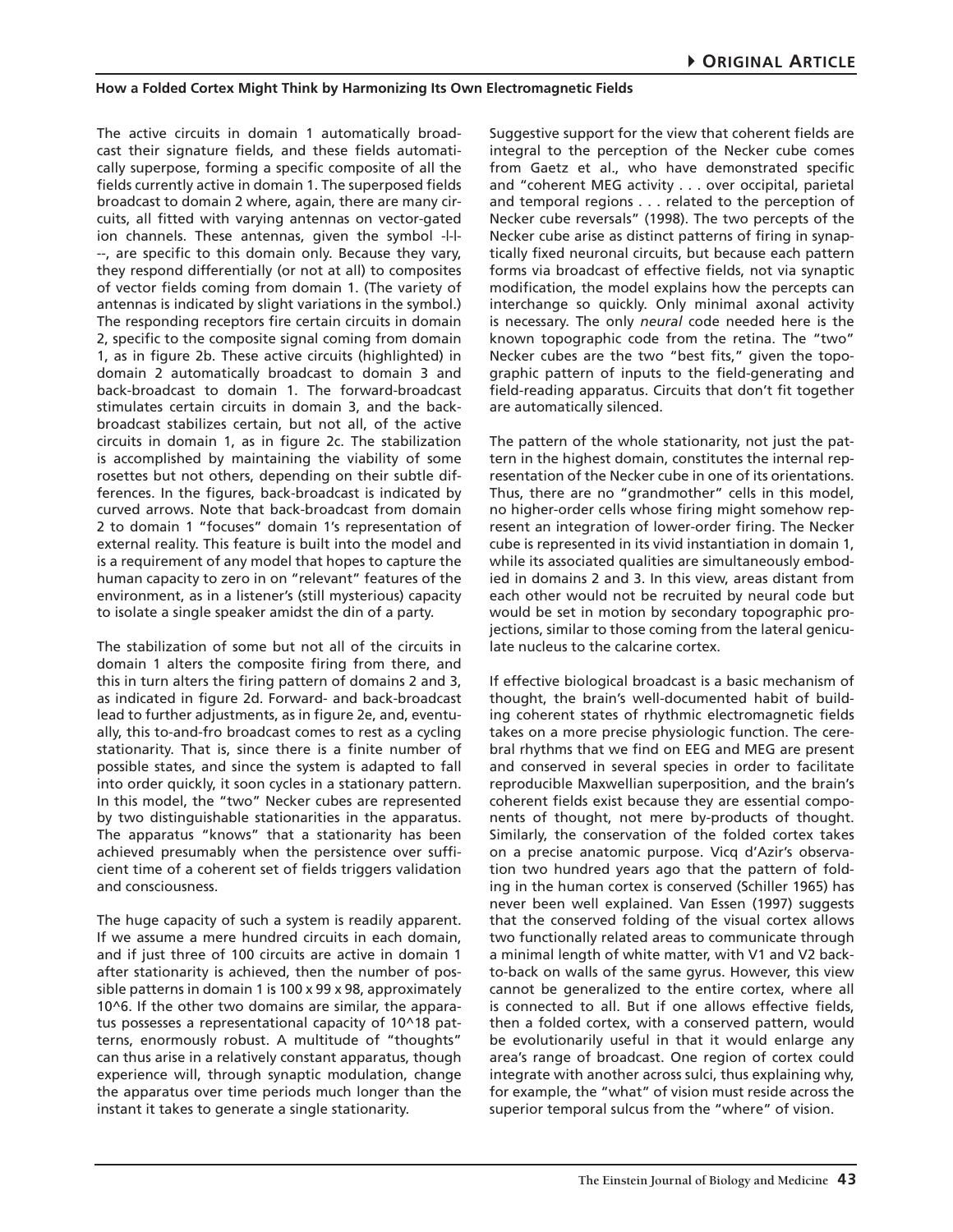The active circuits in domain 1 automatically broadcast their signature fields, and these fields automatically superpose, forming a specific composite of all the fields currently active in domain 1. The superposed fields broadcast to domain 2 where, again, there are many circuits, all fitted with varying antennas on vector-gated ion channels. These antennas, given the symbol -l-l---, are specific to this domain only. Because they vary, they respond differentially (or not at all) to composites of vector fields coming from domain 1. (The variety of antennas is indicated by slight variations in the symbol.) The responding receptors fire certain circuits in domain 2, specific to the composite signal coming from domain 1, as in figure 2b. These active circuits (highlighted) in domain 2 automatically broadcast to domain 3 and back-broadcast to domain 1. The forward-broadcast stimulates certain circuits in domain 3, and the back-broadcast stabilizes certain, but not all, of the active circuits in domain 1, as in figure 2c. The stabilization is accomplished by maintaining the viability of some rosettes but not others, depending on their subtle differences. In the figures, back-broadcast is indicated by curved arrows. Note that back-broadcast from domain 2 to domain 1 "focuses" domain 1's representation of external reality. This feature is built into the model and is a requirement of any model that hopes to capture the human capacity to zero in on "relevant" features of the environment, as in a listener's (still mysterious) capacity to isolate a single speaker amidst the din of a party.

The stabilization of some but not all of the circuits in domain 1 alters the composite firing from there, and this in turn alters the firing pattern of domains 2 and 3, as indicated in figure 2d. Forward- and back-broadcast lead to further adjustments, as in figure 2e, and, eventually, this to-and-fro broadcast comes to rest as a cycling stationarity. That is, since there is a finite number of possible states, and since the system is adapted to fall into order quickly, it soon cycles in a stationary pattern. In this model, the "two" Necker cubes are represented by two distinguishable stationarities in the apparatus. The apparatus "knows" that a stationarity has been achieved presumably when the persistence over sufficient time of a coherent set of fields triggers validation and consciousness.

The huge capacity of such a system is readily apparent. If we assume a mere hundred circuits in each domain, and if just three of 100 circuits are active in domain 1 after stationarity is achieved, then the number of possible patterns in domain 1 is 100 x 99 x 98, approximately $10^6$. If the other two domains are similar, the apparatus possesses a representational capacity of $10^{18}$ patterns, enormously robust. A multitude of "thoughts" can thus arise in a relatively constant apparatus, though experience will, through synaptic modulation, change the apparatus over time periods much longer than the instant it takes to generate a single stationarity.

Suggestive support for the view that coherent fields are integral to the perception of the Necker cube comes from Gaetz et al., who have demonstrated specific and "coherent MEG activity . . . over occipital, parietal and temporal regions . . . related to the perception of Necker cube reversals" (1998). The two percepts of the Necker cube arise as distinct patterns of firing in synaptically fixed neuronal circuits, but because each pattern forms via broadcast of effective fields, not via synaptic modification, the model explains how the percepts can interchange so quickly. Only minimal axonal activity is necessary. The only *neural* code needed here is the known topographic code from the retina. The "two" Necker cubes are the two "best fits," given the topographic pattern of inputs to the field-generating and field-reading apparatus. Circuits that don't fit together are automatically silenced.

The pattern of the whole stationarity, not just the pattern in the highest domain, constitutes the internal representation of the Necker cube in one of its orientations. Thus, there are no "grandmother" cells in this model, no higher-order cells whose firing might somehow represent an integration of lower-order firing. The Necker cube is represented in its vivid instantiation in domain 1, while its associated qualities are simultaneously embodied in domains 2 and 3. In this view, areas distant from each other would not be recruited by neural code but would be set in motion by secondary topographic projections, similar to those coming from the lateral geniculate nucleus to the calcarine cortex.

If effective biological broadcast is a basic mechanism of thought, the brain's well-documented habit of building coherent states of rhythmic electromagnetic fields takes on a more precise physiologic function. The cerebral rhythms that we find on EEG and MEG are present and conserved in several species in order to facilitate reproducible Maxwellian superposition, and the brain's coherent fields exist because they are essential components of thought, not mere by-products of thought. Similarly, the conservation of the folded cortex takes on a precise anatomic purpose. Vicq d'Azir's observation two hundred years ago that the pattern of folding in the human cortex is conserved (Schiller 1965) has never been well explained. Van Essen (1997) suggests that the conserved folding of the visual cortex allows two functionally related areas to communicate through a minimal length of white matter, with V1 and V2 back-to-back on walls of the same gyrus. However, this view cannot be generalized to the entire cortex, where all is connected to all. But if one allows effective fields, then a folded cortex, with a conserved pattern, would be evolutionarily useful in that it would enlarge any area's range of broadcast. One region of cortex could integrate with another across sulci, thus explaining why, for example, the "what" of vision must reside across the superior temporal sulcus from the "where" of vision.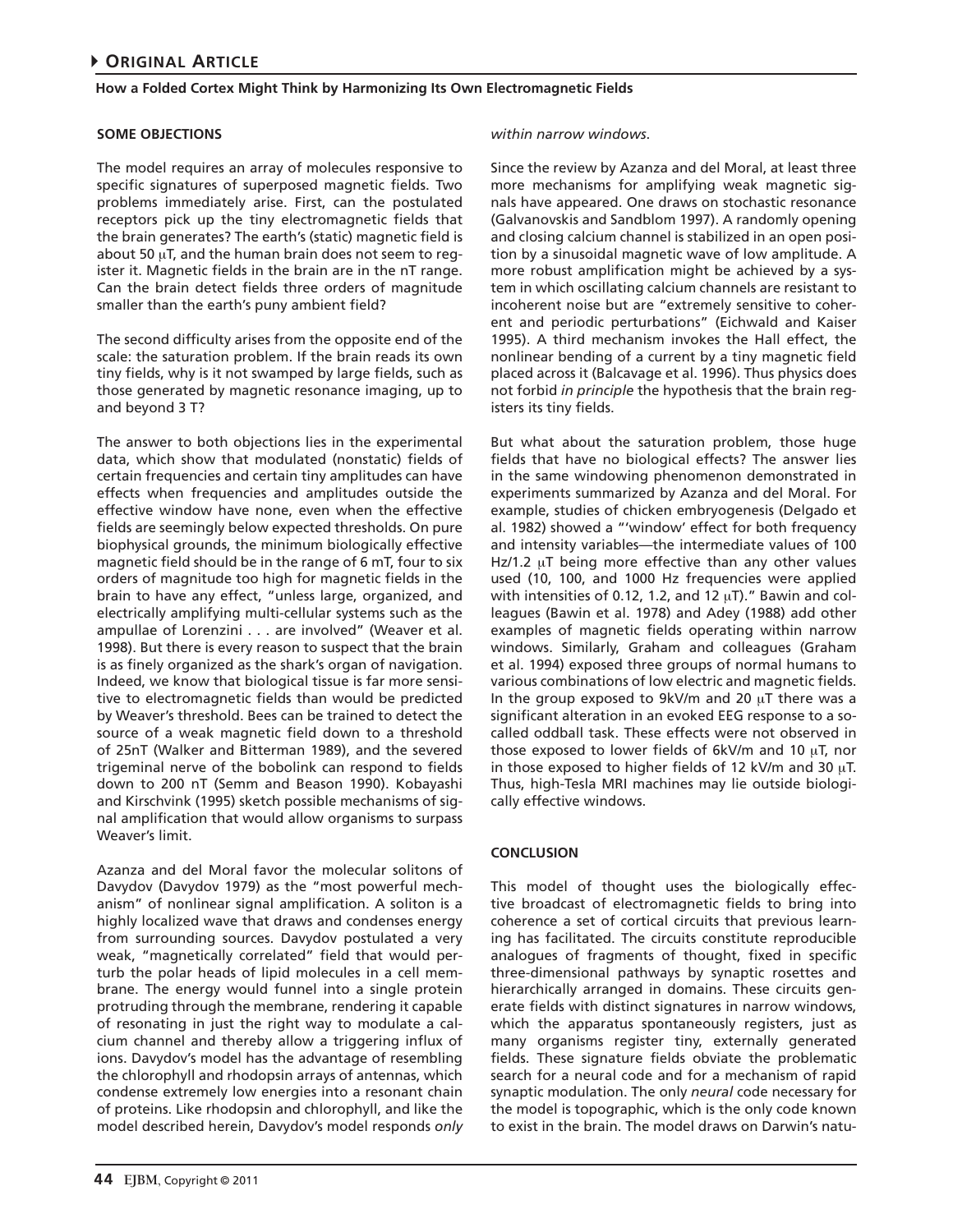## SOME OBJECTIONS

The model requires an array of molecules responsive to specific signatures of superposed magnetic fields. Two problems immediately arise. First, can the postulated receptors pick up the tiny electromagnetic fields that the brain generates? The earth's (static) magnetic field is about 50 μT, and the human brain does not seem to register it. Magnetic fields in the brain are in the nT range. Can the brain detect fields three orders of magnitude smaller than the earth's puny ambient field?

The second difficulty arises from the opposite end of the scale: the saturation problem. If the brain reads its own tiny fields, why is it not swamped by large fields, such as those generated by magnetic resonance imaging, up to and beyond 3 T?

The answer to both objections lies in the experimental data, which show that modulated (nonstatic) fields of certain frequencies and certain tiny amplitudes can have effects when frequencies and amplitudes outside the effective window have none, even when the effective fields are seemingly below expected thresholds. On pure biophysical grounds, the minimum biologically effective magnetic field should be in the range of 6 mT, four to six orders of magnitude too high for magnetic fields in the brain to have any effect, "unless large, organized, and electrically amplifying multi-cellular systems such as the ampullae of Lorenzini . . . are involved" (Weaver et al. 1998). But there is every reason to suspect that the brain is as finely organized as the shark's organ of navigation. Indeed, we know that biological tissue is far more sensitive to electromagnetic fields than would be predicted by Weaver's threshold. Bees can be trained to detect the source of a weak magnetic field down to a threshold of 25nT (Walker and Bitterman 1989), and the severed trigeminal nerve of the bobolink can respond to fields down to 200 nT (Semm and Beason 1990). Kobayashi and Kirschvink (1995) sketch possible mechanisms of signal amplification that would allow organisms to surpass Weaver's limit.

Azanza and del Moral favor the molecular solitons of Davydov (Davydov 1979) as the "most powerful mechanism" of nonlinear signal amplification. A soliton is a highly localized wave that draws and condenses energy from surrounding sources. Davydov postulated a very weak, "magnetically correlated" field that would perturb the polar heads of lipid molecules in a cell membrane. The energy would funnel into a single protein protruding through the membrane, rendering it capable of resonating in just the right way to modulate a calcium channel and thereby allow a triggering influx of ions. Davydov's model has the advantage of resembling the chlorophyll and rhodopsin arrays of antennas, which condense extremely low energies into a resonant chain of proteins. Like rhodopsin and chlorophyll, and like the model described herein, Davydov's model responds *only within narrow windows*.

Since the review by Azanza and del Moral, at least three more mechanisms for amplifying weak magnetic signals have appeared. One draws on stochastic resonance (Galvanovskis and Sandblom 1997). A randomly opening and closing calcium channel is stabilized in an open position by a sinusoidal magnetic wave of low amplitude. A more robust amplification might be achieved by a system in which oscillating calcium channels are resistant to incoherent noise but are "extremely sensitive to coherent and periodic perturbations" (Eichwald and Kaiser 1995). A third mechanism invokes the Hall effect, the nonlinear bending of a current by a tiny magnetic field placed across it (Balcavage et al. 1996). Thus physics does not forbid *in principle* the hypothesis that the brain registers its tiny fields.

But what about the saturation problem, those huge fields that have no biological effects? The answer lies in the same windowing phenomenon demonstrated in experiments summarized by Azanza and del Moral. For example, studies of chicken embryogenesis (Delgado et al. 1982) showed a "'window' effect for both frequency and intensity variables—the intermediate values of 100 Hz/1.2 μT being more effective than any other values used (10, 100, and 1000 Hz frequencies were applied with intensities of 0.12, 1.2, and 12 μT)." Bawin and colleagues (Bawin et al. 1978) and Adey (1988) add other examples of magnetic fields operating within narrow windows. Similarly, Graham and colleagues (Graham et al. 1994) exposed three groups of normal humans to various combinations of low electric and magnetic fields. In the group exposed to 9kV/m and 20 μT there was a significant alteration in an evoked EEG response to a so-called oddball task. These effects were not observed in those exposed to lower fields of 6kV/m and 10 μT, nor in those exposed to higher fields of 12 kV/m and 30 μT. Thus, high-Tesla MRI machines may lie outside biologically effective windows.

## CONCLUSION

This model of thought uses the biologically effective broadcast of electromagnetic fields to bring into coherence a set of cortical circuits that previous learning has facilitated. The circuits constitute reproducible analogues of fragments of thought, fixed in specific three-dimensional pathways by synaptic rosettes and hierarchically arranged in domains. These circuits generate fields with distinct signatures in narrow windows, which the apparatus spontaneously registers, just as many organisms register tiny, externally generated fields. These signature fields obviate the problematic search for a neural code and for a mechanism of rapid synaptic modulation. The only *neural* code necessary for the model is topographic, which is the only code known to exist in the brain. The model draws on Darwin's natu-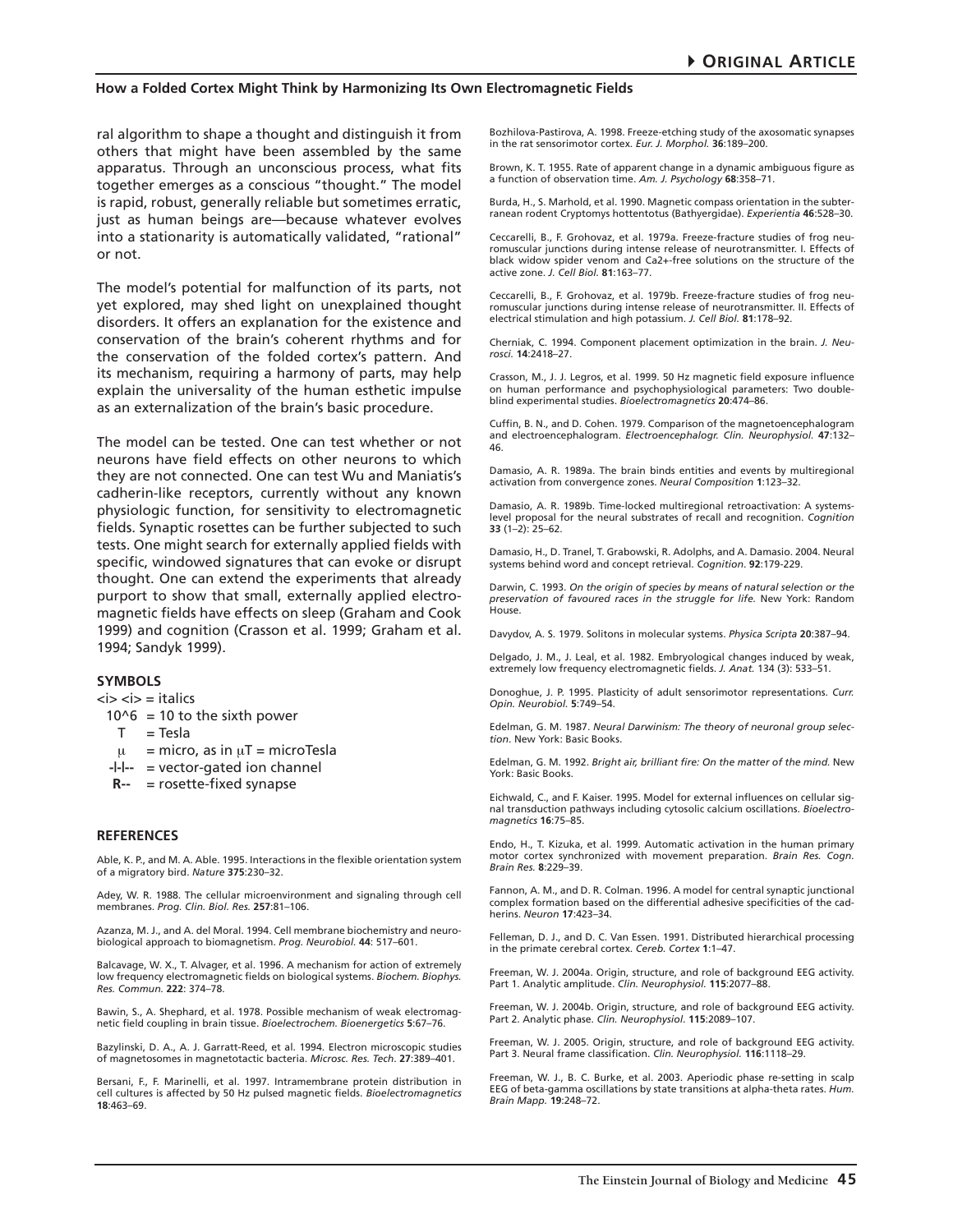ral algorithm to shape a thought and distinguish it from others that might have been assembled by the same apparatus. Through an unconscious process, what fits together emerges as a conscious "thought." The model is rapid, robust, generally reliable but sometimes erratic, just as human beings are—because whatever evolves into a stationarity is automatically validated, "rational" or not.

The model's potential for malfunction of its parts, not yet explored, may shed light on unexplained thought disorders. It offers an explanation for the existence and conservation of the brain's coherent rhythms and for the conservation of the folded cortex's pattern. And its mechanism, requiring a harmony of parts, may help explain the universality of the human esthetic impulse as an externalization of the brain's basic procedure.

The model can be tested. One can test whether or not neurons have field effects on other neurons to which they are not connected. One can test Wu and Maniatis's cadherin-like receptors, currently without any known physiologic function, for sensitivity to electromagnetic fields. Synaptic rosettes can be further subjected to such tests. One might search for externally applied fields with specific, windowed signatures that can evoke or disrupt thought. One can extend the experiments that already purport to show that small, externally applied electromagnetic fields have effects on sleep (Graham and Cook 1999) and cognition (Crasson et al. 1999; Graham et al. 1994; Sandyk 1999).

## SYMBOLS

<i> <i> = italics
10^6 = 10 to the sixth power
T = Tesla
μ = micro, as in μT = microTesla
**-|-|--** = vector-gated ion channel
**R--** = rosette-fixed synapse

## REFERENCES

Able, K. P., and M. A. Able. 1995. Interactions in the flexible orientation system of a migratory bird. *Nature* **375**:230–32.

Adey, W. R. 1988. The cellular microenvironment and signaling through cell membranes. *Prog. Clin. Biol. Res.* **257**:81–106.

Azanza, M. J., and A. del Moral. 1994. Cell membrane biochemistry and neurobiological approach to biomagnetism. *Prog. Neurobiol.* **44**: 517–601.

Balcavage, W. X., T. Alvager, et al. 1996. A mechanism for action of extremely low frequency electromagnetic fields on biological systems. *Biochem. Biophys. Res. Commun.* **222**: 374–78.

Bawin, S., A. Shephard, et al. 1978. Possible mechanism of weak electromagnetic field coupling in brain tissue. *Bioelectrochem. Bioenergetics* **5**:67–76.

Bazylinski, D. A., A. J. Garratt-Reed, et al. 1994. Electron microscopic studies of magnetosomes in magnetotactic bacteria. *Microsc. Res. Tech*. **27**:389–401.

Bersani, F., F. Marinelli, et al. 1997. Intramembrane protein distribution in cell cultures is affected by 50 Hz pulsed magnetic fields. *Bioelectromagnetics* **18**:463–69.

Bozhilova-Pastirova, A. 1998. Freeze-etching study of the axosomatic synapses in the rat sensorimotor cortex. *Eur. J. Morphol.* **36**:189–200.

Brown, K. T. 1955. Rate of apparent change in a dynamic ambiguous figure as a function of observation time. *Am. J. Psychology* **68**:358–71.

Burda, H., S. Marhold, et al. 1990. Magnetic compass orientation in the subterranean rodent Cryptomys hottentotus (Bathyergidae). *Experientia* **46**:528–30.

Ceccarelli, B., F. Grohovaz, et al. 1979a. Freeze-fracture studies of frog neuromuscular junctions during intense release of neurotransmitter. I. Effects of black widow spider venom and Ca2+-free solutions on the structure of the active zone. *J. Cell Biol.* **81**:163–77.

Ceccarelli, B., F. Grohovaz, et al. 1979b. Freeze-fracture studies of frog neuromuscular junctions during intense release of neurotransmitter. II. Effects of electrical stimulation and high potassium. *J. Cell Biol.* **81**:178–92.

Cherniak, C. 1994. Component placement optimization in the brain. *J. Neurosci.* **14**:2418–27.

Crasson, M., J. J. Legros, et al. 1999. 50 Hz magnetic field exposure influence on human performance and psychophysiological parameters: Two double-blind experimental studies. *Bioelectromagnetics* **20**:474–86.

Cuffin, B. N., and D. Cohen. 1979. Comparison of the magnetoencephalogram and electroencephalogram. *Electroencephalogr. Clin. Neurophysiol.* **47**:132–46.

Damasio, A. R. 1989a. The brain binds entities and events by multiregional activation from convergence zones. *Neural Composition* **1**:123–32.

Damasio, A. R. 1989b. Time-locked multiregional retroactivation: A systems-level proposal for the neural substrates of recall and recognition. *Cognition* **33** (1–2): 25–62.

Damasio, H., D. Tranel, T. Grabowski, R. Adolphs, and A. Damasio. 2004. Neural systems behind word and concept retrieval. *Cognition*. **92**:179-229.

Darwin, C. 1993. *On the origin of species by means of natural selection or the preservation of favoured races in the struggle for life.* New York: Random House.

Davydov, A. S. 1979. Solitons in molecular systems. *Physica Scripta* **20**:387–94.

Delgado, J. M., J. Leal, et al. 1982. Embryological changes induced by weak, extremely low frequency electromagnetic fields. *J. Anat.* 134 (3): 533–51.

Donoghue, J. P. 1995. Plasticity of adult sensorimotor representations. *Curr. Opin. Neurobiol.* **5**:749–54.

Edelman, G. M. 1987. *Neural Darwinism: The theory of neuronal group selection*. New York: Basic Books.

Edelman, G. M. 1992. *Bright air, brilliant fire: On the matter of the mind.* New York: Basic Books.

Eichwald, C., and F. Kaiser. 1995. Model for external influences on cellular signal transduction pathways including cytosolic calcium oscillations. *Bioelectromagnetics* **16**:75–85.

Endo, H., T. Kizuka, et al. 1999. Automatic activation in the human primary motor cortex synchronized with movement preparation. *Brain Res. Cogn. Brain Res.* **8**:229–39.

Fannon, A. M., and D. R. Colman. 1996. A model for central synaptic junctional complex formation based on the differential adhesive specificities of the cadherins. *Neuron* **17**:423–34.

Felleman, D. J., and D. C. Van Essen. 1991. Distributed hierarchical processing in the primate cerebral cortex. *Cereb. Cortex* **1**:1–47.

Freeman, W. J. 2004a. Origin, structure, and role of background EEG activity. Part 1. Analytic amplitude. *Clin. Neurophysiol.* **115**:2077–88.

Freeman, W. J. 2004b. Origin, structure, and role of background EEG activity. Part 2. Analytic phase. *Clin. Neurophysiol.* **115**:2089–107.

Freeman, W. J. 2005. Origin, structure, and role of background EEG activity. Part 3. Neural frame classification. *Clin. Neurophysiol.* **116**:1118–29.

Freeman, W. J., B. C. Burke, et al. 2003. Aperiodic phase re-setting in scalp EEG of beta-gamma oscillations by state transitions at alpha-theta rates. *Hum. Brain Mapp.* **19**:248–72.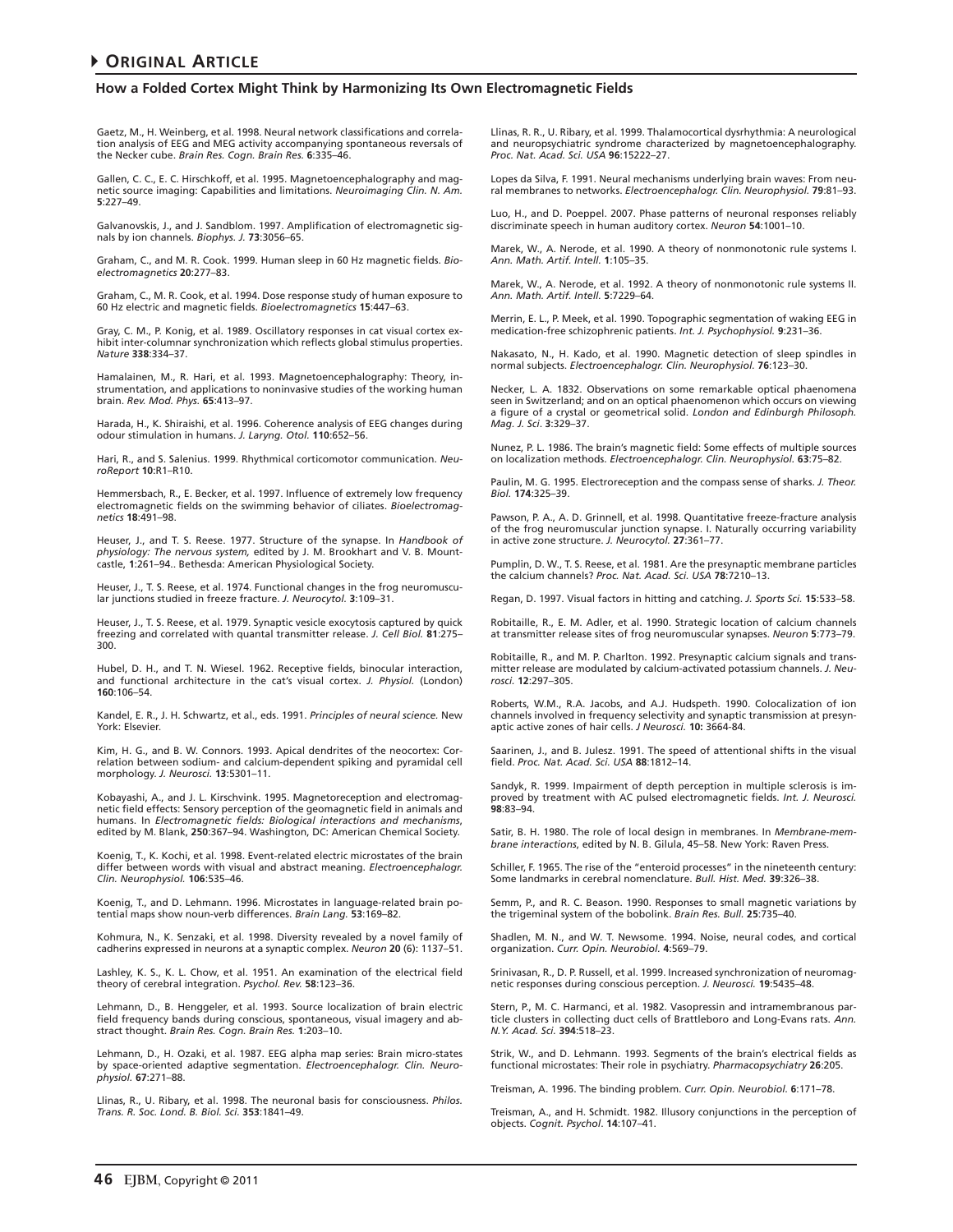Gaetz, M., H. Weinberg, et al. 1998. Neural network classifications and correlation analysis of EEG and MEG activity accompanying spontaneous reversals of the Necker cube. *Brain Res. Cogn. Brain Res.* **6**:335–46.

Gallen, C. C., E. C. Hirschkoff, et al. 1995. Magnetoencephalography and magnetic source imaging: Capabilities and limitations. *Neuroimaging Clin. N. Am.* **5**:227–49.

Galvanovskis, J., and J. Sandblom. 1997. Amplification of electromagnetic signals by ion channels. *Biophys. J.* **73**:3056–65.

Graham, C., and M. R. Cook. 1999. Human sleep in 60 Hz magnetic fields. *Bioelectromagnetics* **20**:277–83.

Graham, C., M. R. Cook, et al. 1994. Dose response study of human exposure to 60 Hz electric and magnetic fields. *Bioelectromagnetics* **15**:447–63.

Gray, C. M., P. Konig, et al. 1989. Oscillatory responses in cat visual cortex exhibit inter-columnar synchronization which reflects global stimulus properties. *Nature* **338**:334–37.

Hamalainen, M., R. Hari, et al. 1993. Magnetoencephalography: Theory, instrumentation, and applications to noninvasive studies of the working human brain. *Rev. Mod. Phys.* **65**:413–97.

Harada, H., K. Shiraishi, et al. 1996. Coherence analysis of EEG changes during odour stimulation in humans. *J. Laryng. Otol.* **110**:652–56.

Hari, R., and S. Salenius. 1999. Rhythmical corticomotor communication. *NeuroReport* **10**:R1–R10.

Hemmersbach, R., E. Becker, et al. 1997. Influence of extremely low frequency electromagnetic fields on the swimming behavior of ciliates. *Bioelectromagnetics* **18**:491–98.

Heuser, J., and T. S. Reese. 1977. Structure of the synapse. In *Handbook of physiology: The nervous system,* edited by J. M. Brookhart and V. B. Mountcastle, **1**:261–94.. Bethesda: American Physiological Society.

Heuser, J., T. S. Reese, et al. 1974. Functional changes in the frog neuromuscular junctions studied in freeze fracture. *J. Neurocytol.* **3**:109–31.

Heuser, J., T. S. Reese, et al. 1979. Synaptic vesicle exocytosis captured by quick freezing and correlated with quantal transmitter release. *J. Cell Biol.* **81**:275–300.

Hubel, D. H., and T. N. Wiesel. 1962. Receptive fields, binocular interaction, and functional architecture in the cat's visual cortex. *J. Physiol.* (London) **160**:106–54.

Kandel, E. R., J. H. Schwartz, et al., eds. 1991. *Principles of neural science.* New York: Elsevier.

Kim, H. G., and B. W. Connors. 1993. Apical dendrites of the neocortex: Correlation between sodium- and calcium-dependent spiking and pyramidal cell morphology. *J. Neurosci.* **13**:5301–11.

Kobayashi, A., and J. L. Kirschvink. 1995. Magnetoreception and electromagnetic field effects: Sensory perception of the geomagnetic field in animals and humans. In *Electromagnetic fields: Biological interactions and mechanisms*, edited by M. Blank, **250**:367–94. Washington, DC: American Chemical Society.

Koenig, T., K. Kochi, et al. 1998. Event-related electric microstates of the brain differ between words with visual and abstract meaning. *Electroencephalogr. Clin. Neurophysiol.* **106**:535–46.

Koenig, T., and D. Lehmann. 1996. Microstates in language-related brain potential maps show noun-verb differences. *Brain Lang.* **53**:169–82.

Kohmura, N., K. Senzaki, et al. 1998. Diversity revealed by a novel family of cadherins expressed in neurons at a synaptic complex. *Neuron* **20** (6): 1137–51.

Lashley, K. S., K. L. Chow, et al. 1951. An examination of the electrical field theory of cerebral integration. *Psychol. Rev.* **58**:123–36.

Lehmann, D., B. Henggeler, et al. 1993. Source localization of brain electric field frequency bands during conscious, spontaneous, visual imagery and abstract thought. *Brain Res. Cogn. Brain Res.* **1**:203–10.

Lehmann, D., H. Ozaki, et al. 1987. EEG alpha map series: Brain micro-states by space-oriented adaptive segmentation. *Electroencephalogr. Clin. Neurophysiol.* **67**:271–88.

Llinas, R., U. Ribary, et al. 1998. The neuronal basis for consciousness. *Philos. Trans. R. Soc. Lond. B. Biol. Sci.* **353**:1841–49.

Llinas, R. R., U. Ribary, et al. 1999. Thalamocortical dysrhythmia: A neurological and neuropsychiatric syndrome characterized by magnetoencephalography. *Proc. Nat. Acad. Sci. USA* **96**:15222–27.

Lopes da Silva, F. 1991. Neural mechanisms underlying brain waves: From neural membranes to networks. *Electroencephalogr. Clin. Neurophysiol.* **79**:81–93.

Luo, H., and D. Poeppel. 2007. Phase patterns of neuronal responses reliably discriminate speech in human auditory cortex. *Neuron* **54**:1001–10.

Marek, W., A. Nerode, et al. 1990. A theory of nonmonotonic rule systems I. *Ann. Math. Artif. Intell.* **1**:105–35.

Marek, W., A. Nerode, et al. 1992. A theory of nonmonotonic rule systems II. *Ann. Math. Artif. Intell.* **5**:7229–64.

Merrin, E. L., P. Meek, et al. 1990. Topographic segmentation of waking EEG in medication-free schizophrenic patients. *Int. J. Psychophysiol.* **9**:231–36.

Nakasato, N., H. Kado, et al. 1990. Magnetic detection of sleep spindles in normal subjects. *Electroencephalogr. Clin. Neurophysiol.* **76**:123–30.

Necker, L. A. 1832. Observations on some remarkable optical phaenomena seen in Switzerland; and on an optical phaenomenon which occurs on viewing a figure of a crystal or geometrical solid. *London and Edinburgh Philosoph. Mag. J. Sci*. **3**:329–37.

Nunez, P. L. 1986. The brain's magnetic field: Some effects of multiple sources on localization methods. *Electroencephalogr. Clin. Neurophysiol.* **63**:75–82.

Paulin, M. G. 1995. Electroreception and the compass sense of sharks. *J. Theor. Biol.* **174**:325–39.

Pawson, P. A., A. D. Grinnell, et al. 1998. Quantitative freeze-fracture analysis of the frog neuromuscular junction synapse. I. Naturally occurring variability in active zone structure. *J. Neurocytol.* **27**:361–77.

Pumplin, D. W., T. S. Reese, et al. 1981. Are the presynaptic membrane particles the calcium channels? *Proc. Nat. Acad. Sci. USA* **78**:7210–13.

Regan, D. 1997. Visual factors in hitting and catching. *J. Sports Sci.* **15**:533–58.

Robitaille, R., E. M. Adler, et al. 1990. Strategic location of calcium channels at transmitter release sites of frog neuromuscular synapses. *Neuron* **5**:773–79.

Robitaille, R., and M. P. Charlton. 1992. Presynaptic calcium signals and transmitter release are modulated by calcium-activated potassium channels. *J. Neurosci.* **12**:297–305.

Roberts, W.M., R.A. Jacobs, and A.J. Hudspeth. 1990. Colocalization of ion channels involved in frequency selectivity and synaptic transmission at presynaptic active zones of hair cells. *J Neurosci.* **10:** 3664-84.

Saarinen, J., and B. Julesz. 1991. The speed of attentional shifts in the visual field. *Proc. Nat. Acad. Sci. USA* **88**:1812–14.

Sandyk, R. 1999. Impairment of depth perception in multiple sclerosis is improved by treatment with AC pulsed electromagnetic fields. *Int. J. Neurosci.* **98**:83–94.

Satir, B. H. 1980. The role of local design in membranes. In *Membrane-membrane interactions*, edited by N. B. Gilula, 45–58. New York: Raven Press.

Schiller, F. 1965. The rise of the "enteroid processes" in the nineteenth century: Some landmarks in cerebral nomenclature. *Bull. Hist. Med.* **39**:326–38.

Semm, P., and R. C. Beason. 1990. Responses to small magnetic variations by the trigeminal system of the bobolink. *Brain Res. Bull.* **25**:735–40.

Shadlen, M. N., and W. T. Newsome. 1994. Noise, neural codes, and cortical organization. *Curr. Opin. Neurobiol.* **4**:569–79.

Srinivasan, R., D. P. Russell, et al. 1999. Increased synchronization of neuromagnetic responses during conscious perception. *J. Neurosci.* **19**:5435–48.

Stern, P., M. C. Harmanci, et al. 1982. Vasopressin and intramembranous particle clusters in collecting duct cells of Brattleboro and Long-Evans rats. *Ann. N.Y. Acad. Sci.* **394**:518–23.

Strik, W., and D. Lehmann. 1993. Segments of the brain's electrical fields as functional microstates: Their role in psychiatry. *Pharmacopsychiatry* **26**:205.

Treisman, A. 1996. The binding problem. *Curr. Opin. Neurobiol.* **6**:171–78.

Treisman, A., and H. Schmidt. 1982. Illusory conjunctions in the perception of objects. *Cognit. Psychol*. **14**:107–41.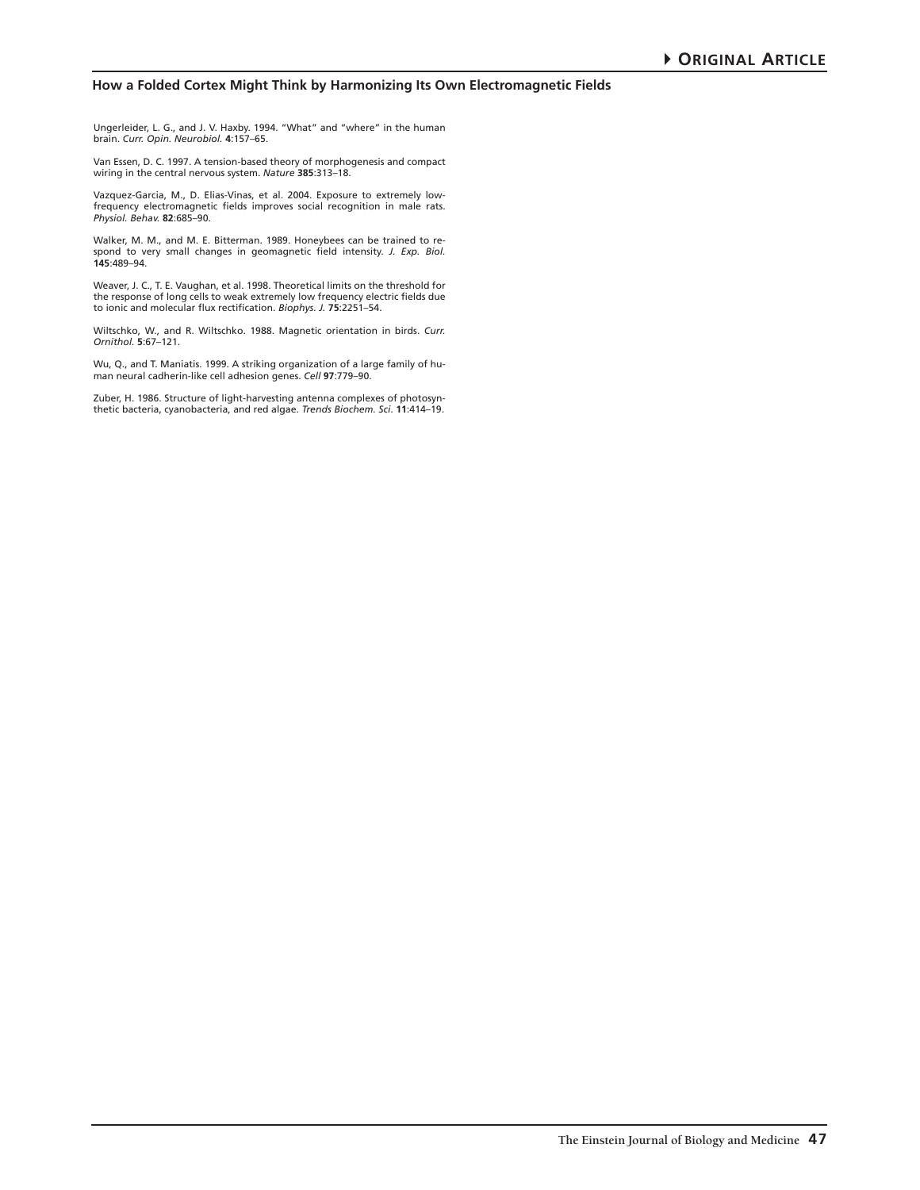Ungerleider, L. G., and J. V. Haxby. 1994. "What" and "where" in the human brain. *Curr. Opin. Neurobiol.* **4**:157–65.

Van Essen, D. C. 1997. A tension-based theory of morphogenesis and compact wiring in the central nervous system. *Nature* **385**:313–18.

Vazquez-Garcia, M., D. Elias-Vinas, et al. 2004. Exposure to extremely low-frequency electromagnetic fields improves social recognition in male rats. *Physiol. Behav.* **82**:685–90.

Walker, M. M., and M. E. Bitterman. 1989. Honeybees can be trained to respond to very small changes in geomagnetic field intensity. *J. Exp. Biol.* **145**:489–94.

Weaver, J. C., T. E. Vaughan, et al. 1998. Theoretical limits on the threshold for the response of long cells to weak extremely low frequency electric fields due to ionic and molecular flux rectification. *Biophys. J.* **75**:2251–54.

Wiltschko, W., and R. Wiltschko. 1988. Magnetic orientation in birds. *Curr. Ornithol.* **5**:67–121.

Wu, Q., and T. Maniatis. 1999. A striking organization of a large family of human neural cadherin-like cell adhesion genes. *Cell* **97**:779–90.

Zuber, H. 1986. Structure of light-harvesting antenna complexes of photosynthetic bacteria, cyanobacteria, and red algae. *Trends Biochem. Sci.* **11**:414–19.